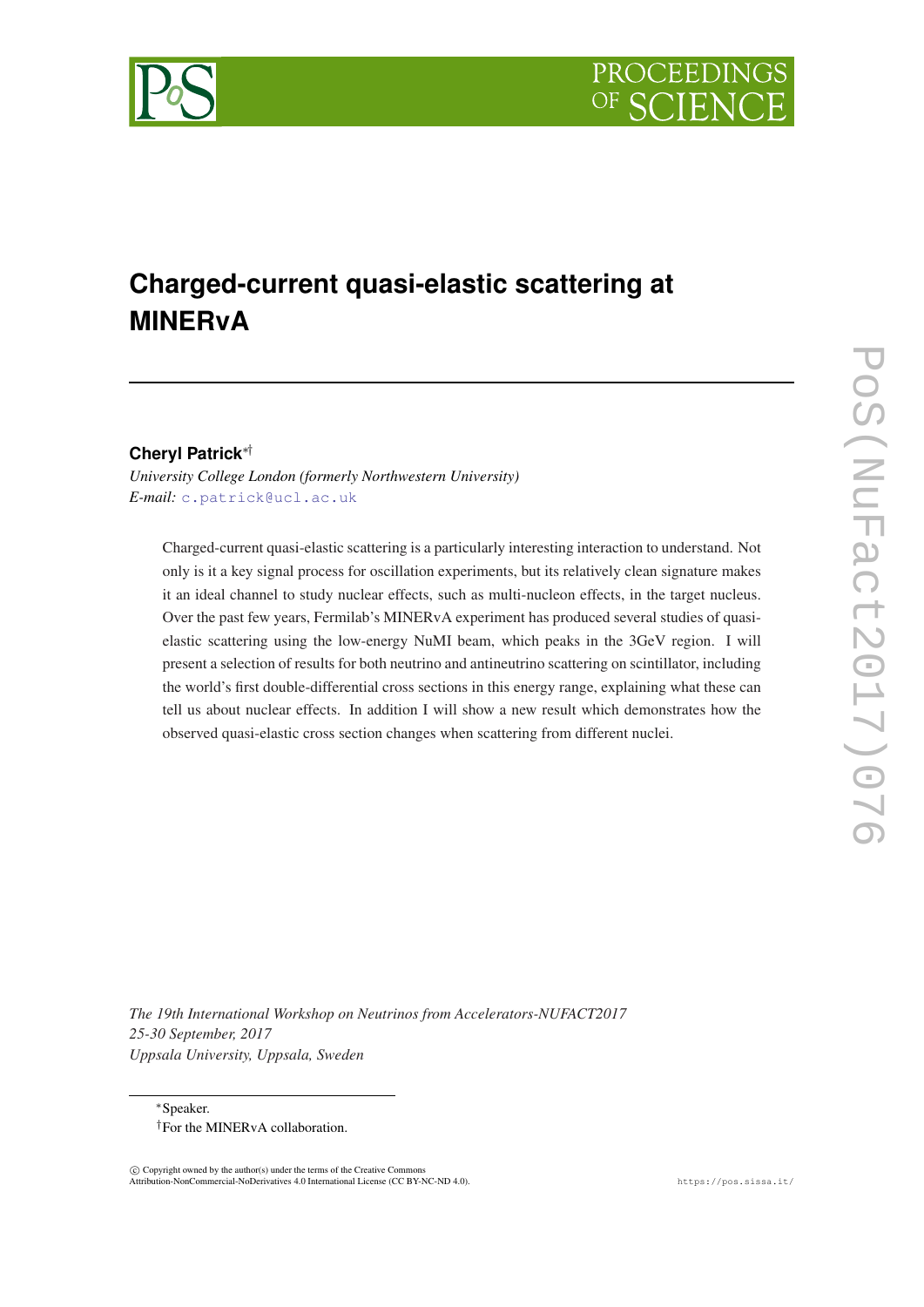# Charged-current quasi-elastic scattering at MINERvA

**Cheryl Patrick**[*†]

*University College London (formerly Northwestern University)*
*E-mail:* c.patrick@ucl.ac.uk

Charged-current quasi-elastic scattering is a particularly interesting interaction to understand. Not only is it a key signal process for oscillation experiments, but its relatively clean signature makes it an ideal channel to study nuclear effects, such as multi-nucleon effects, in the target nucleus. Over the past few years, Fermilab's MINERvA experiment has produced several studies of quasi-elastic scattering using the low-energy NuMI beam, which peaks in the 3GeV region. I will present a selection of results for both neutrino and antineutrino scattering on scintillator, including the world's first double-differential cross sections in this energy range, explaining what these can tell us about nuclear effects. In addition I will show a new result which demonstrates how the observed quasi-elastic cross section changes when scattering from different nuclei.

*The 19th International Workshop on Neutrinos from Accelerators-NUFACT2017*
*25-30 September, 2017*
*Uppsala University, Uppsala, Sweden*

[*]Speaker.
[†]For the MINERvA collaboration.

© Copyright owned by the author(s) under the terms of the Creative Commons Attribution-NonCommercial-NoDerivatives 4.0 International License (CC BY-NC-ND 4.0).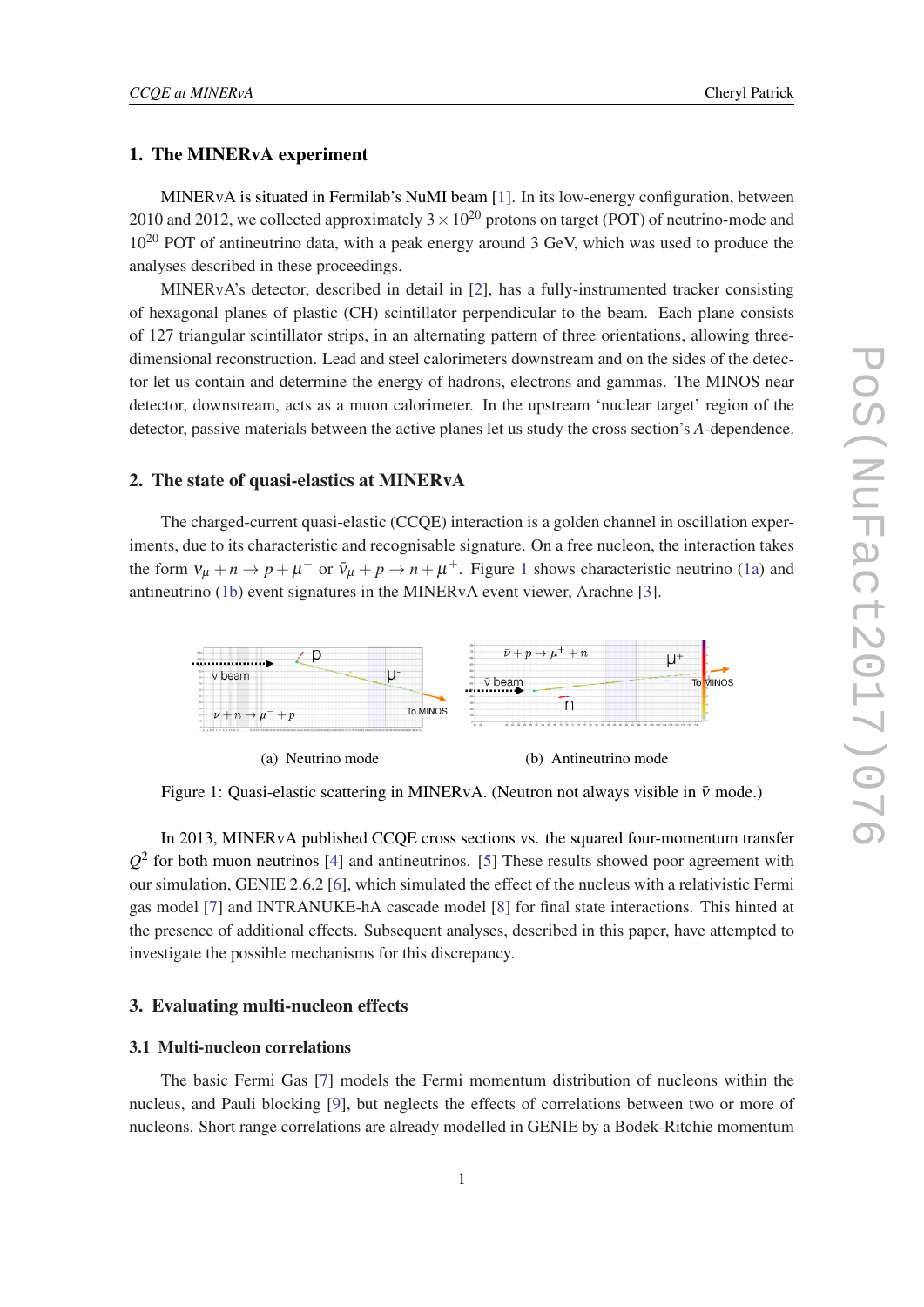## 1. The MINERvA experiment

MINERvA is situated in Fermilab's NuMI beam [1]. In its low-energy configuration, between 2010 and 2012, we collected approximately $3 \times 10^{20}$ protons on target (POT) of neutrino-mode and $10^{20}$ POT of antineutrino data, with a peak energy around 3 GeV, which was used to produce the analyses described in these proceedings.

MINERvA's detector, described in detail in [2], has a fully-instrumented tracker consisting of hexagonal planes of plastic (CH) scintillator perpendicular to the beam. Each plane consists of 127 triangular scintillator strips, in an alternating pattern of three orientations, allowing three-dimensional reconstruction. Lead and steel calorimeters downstream and on the sides of the detector let us contain and determine the energy of hadrons, electrons and gammas. The MINOS near detector, downstream, acts as a muon calorimeter. In the upstream 'nuclear target' region of the detector, passive materials between the active planes let us study the cross section's $A$-dependence.

## 2. The state of quasi-elastics at MINERvA

The charged-current quasi-elastic (CCQE) interaction is a golden channel in oscillation experiments, due to its characteristic and recognisable signature. On a free nucleon, the interaction takes the form $\nu_\mu + n \rightarrow p + \mu^-$ or $\bar{\nu}_\mu + p \rightarrow n + \mu^+$. Figure 1 shows characteristic neutrino (1a) and antineutrino (1b) event signatures in the MINERvA event viewer, Arachne [3].

(a) Neutrino mode

(b) Antineutrino mode

Figure 1: Quasi-elastic scattering in MINERvA. (Neutron not always visible in $\bar{\nu}$ mode.)

In 2013, MINERvA published CCQE cross sections vs. the squared four-momentum transfer $Q^2$ for both muon neutrinos [4] and antineutrinos. [5] These results showed poor agreement with our simulation, GENIE 2.6.2 [6], which simulated the effect of the nucleus with a relativistic Fermi gas model [7] and INTRANUKE-hA cascade model [8] for final state interactions. This hinted at the presence of additional effects. Subsequent analyses, described in this paper, have attempted to investigate the possible mechanisms for this discrepancy.

## 3. Evaluating multi-nucleon effects

### 3.1 Multi-nucleon correlations

The basic Fermi Gas [7] models the Fermi momentum distribution of nucleons within the nucleus, and Pauli blocking [9], but neglects the effects of correlations between two or more of nucleons. Short range correlations are already modelled in GENIE by a Bodek-Ritchie momentum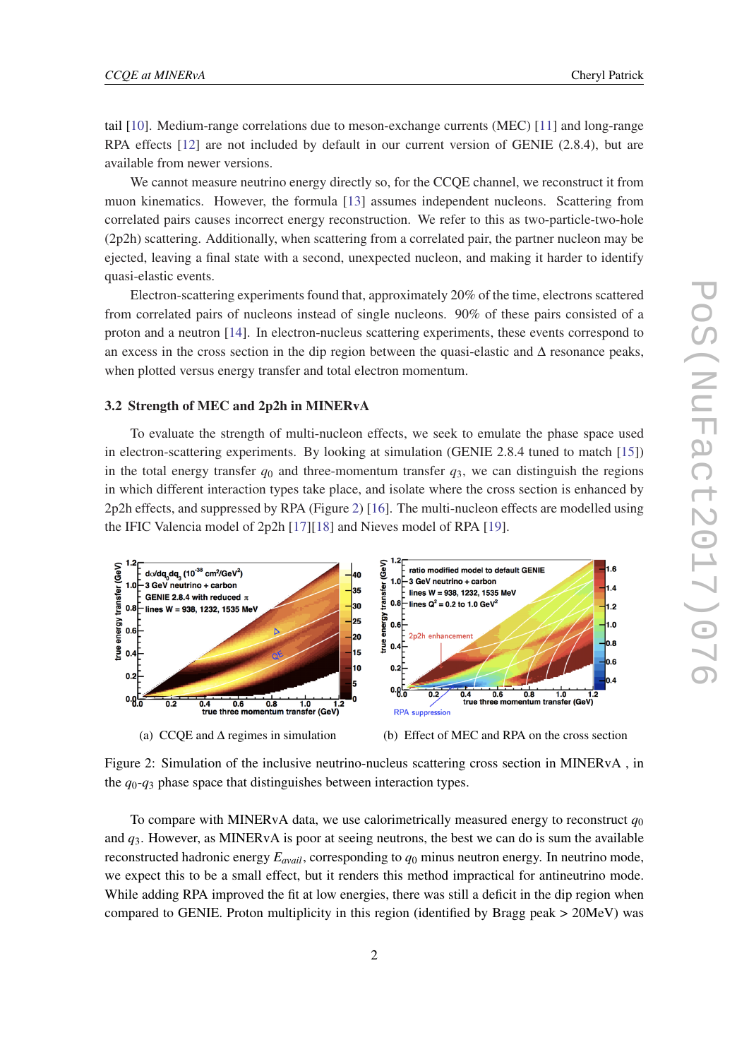tail [10]. Medium-range correlations due to meson-exchange currents (MEC) [11] and long-range RPA effects [12] are not included by default in our current version of GENIE (2.8.4), but are available from newer versions.

We cannot measure neutrino energy directly so, for the CCQE channel, we reconstruct it from muon kinematics. However, the formula [13] assumes independent nucleons. Scattering from correlated pairs causes incorrect energy reconstruction. We refer to this as two-particle-two-hole (2p2h) scattering. Additionally, when scattering from a correlated pair, the partner nucleon may be ejected, leaving a final state with a second, unexpected nucleon, and making it harder to identify quasi-elastic events.

Electron-scattering experiments found that, approximately 20% of the time, electrons scattered from correlated pairs of nucleons instead of single nucleons. 90% of these pairs consisted of a proton and a neutron [14]. In electron-nucleus scattering experiments, these events correspond to an excess in the cross section in the dip region between the quasi-elastic and $\Delta$ resonance peaks, when plotted versus energy transfer and total electron momentum.

### 3.2 Strength of MEC and 2p2h in MINERvA

To evaluate the strength of multi-nucleon effects, we seek to emulate the phase space used in electron-scattering experiments. By looking at simulation (GENIE 2.8.4 tuned to match [15]) in the total energy transfer $q_0$ and three-momentum transfer $q_3$, we can distinguish the regions in which different interaction types take place, and isolate where the cross section is enhanced by 2p2h effects, and suppressed by RPA (Figure 2) [16]. The multi-nucleon effects are modelled using the IFIC Valencia model of 2p2h [17][18] and Nieves model of RPA [19].

(a) CCQE and $\Delta$ regimes in simulation

(b) Effect of MEC and RPA on the cross section

Figure 2: Simulation of the inclusive neutrino-nucleus scattering cross section in MINERvA , in the $q_0$-$q_3$ phase space that distinguishes between interaction types.

To compare with MINERvA data, we use calorimetrically measured energy to reconstruct $q_0$ and $q_3$. However, as MINERvA is poor at seeing neutrons, the best we can do is sum the available reconstructed hadronic energy $E_{avail}$, corresponding to $q_0$ minus neutron energy. In neutrino mode, we expect this to be a small effect, but it renders this method impractical for antineutrino mode. While adding RPA improved the fit at low energies, there was still a deficit in the dip region when compared to GENIE. Proton multiplicity in this region (identified by Bragg peak > 20MeV) was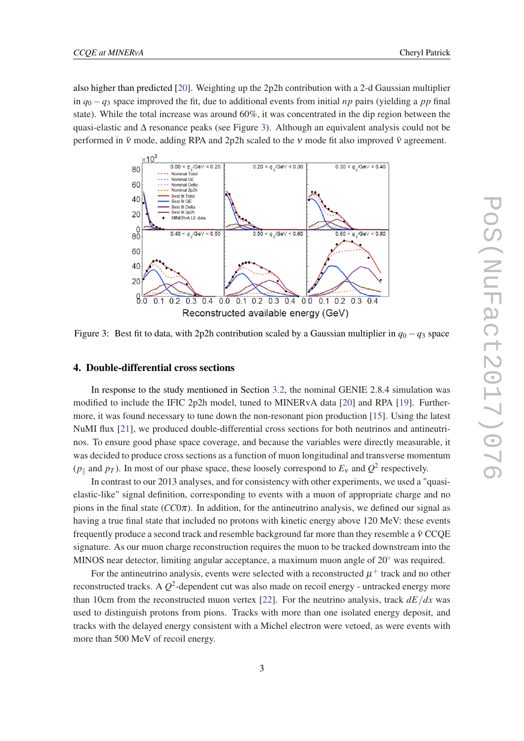also higher than predicted [20]. Weighting up the 2p2h contribution with a 2-d Gaussian multiplier in $q_0 - q_3$ space improved the fit, due to additional events from initial $np$ pairs (yielding a $pp$ final state). While the total increase was around 60%, it was concentrated in the dip region between the quasi-elastic and $\Delta$ resonance peaks (see Figure 3). Although an equivalent analysis could not be performed in $\bar{\nu}$ mode, adding RPA and 2p2h scaled to the $\nu$ mode fit also improved $\bar{\nu}$ agreement.

Figure 3: Best fit to data, with 2p2h contribution scaled by a Gaussian multiplier in $q_0 - q_3$ space

## 4. Double-differential cross sections

In response to the study mentioned in Section 3.2, the nominal GENIE 2.8.4 simulation was modified to include the IFIC 2p2h model, tuned to MINERvA data [20] and RPA [19]. Furthermore, it was found necessary to tune down the non-resonant pion production [15]. Using the latest NuMI flux [21], we produced double-differential cross sections for both neutrinos and antineutrinos. To ensure good phase space coverage, and because the variables were directly measurable, it was decided to produce cross sections as a function of muon longitudinal and transverse momentum ($p_\parallel$ and $p_T$). In most of our phase space, these loosely correspond to $E_\nu$ and $Q^2$ respectively.

In contrast to our 2013 analyses, and for consistency with other experiments, we used a "quasi-elastic-like" signal definition, corresponding to events with a muon of appropriate charge and no pions in the final state ($CC0\pi$). In addition, for the antineutrino analysis, we defined our signal as having a true final state that included no protons with kinetic energy above 120 MeV: these events frequently produce a second track and resemble background far more than they resemble a $\bar{\nu}$ CCQE signature. As our muon charge reconstruction requires the muon to be tracked downstream into the MINOS near detector, limiting angular acceptance, a maximum muon angle of $20^\circ$ was required.

For the antineutrino analysis, events were selected with a reconstructed $\mu^+$ track and no other reconstructed tracks. A $Q^2$-dependent cut was also made on recoil energy - untracked energy more than 10cm from the reconstructed muon vertex [22]. For the neutrino analysis, track $dE/dx$ was used to distinguish protons from pions. Tracks with more than one isolated energy deposit, and tracks with the delayed energy consistent with a Michel electron were vetoed, as were events with more than 500 MeV of recoil energy.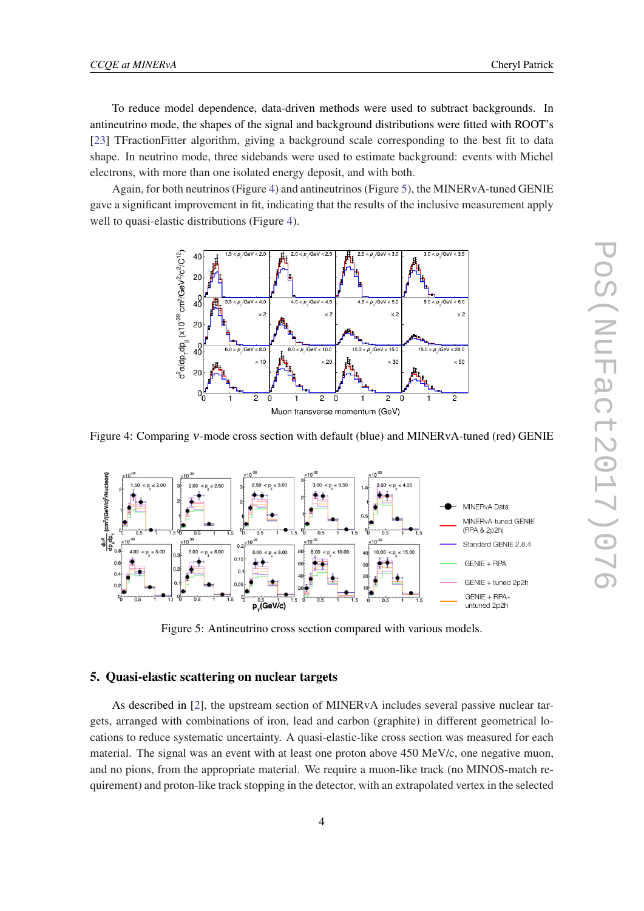To reduce model dependence, data-driven methods were used to subtract backgrounds. In antineutrino mode, the shapes of the signal and background distributions were fitted with ROOT's [23] TFractionFitter algorithm, giving a background scale corresponding to the best fit to data shape. In neutrino mode, three sidebands were used to estimate background: events with Michel electrons, with more than one isolated energy deposit, and with both.

Again, for both neutrinos (Figure 4) and antineutrinos (Figure 5), the MINERvA-tuned GENIE gave a significant improvement in fit, indicating that the results of the inclusive measurement apply well to quasi-elastic distributions (Figure 4).

Figure 4: Comparing $\nu$-mode cross section with default (blue) and MINERvA-tuned (red) GENIE

Figure 5: Antineutrino cross section compared with various models.

## 5. Quasi-elastic scattering on nuclear targets

As described in [2], the upstream section of MINERvA includes several passive nuclear targets, arranged with combinations of iron, lead and carbon (graphite) in different geometrical locations to reduce systematic uncertainty. A quasi-elastic-like cross section was measured for each material. The signal was an event with at least one proton above 450 MeV/c, one negative muon, and no pions, from the appropriate material. We require a muon-like track (no MINOS-match requirement) and proton-like track stopping in the detector, with an extrapolated vertex in the selected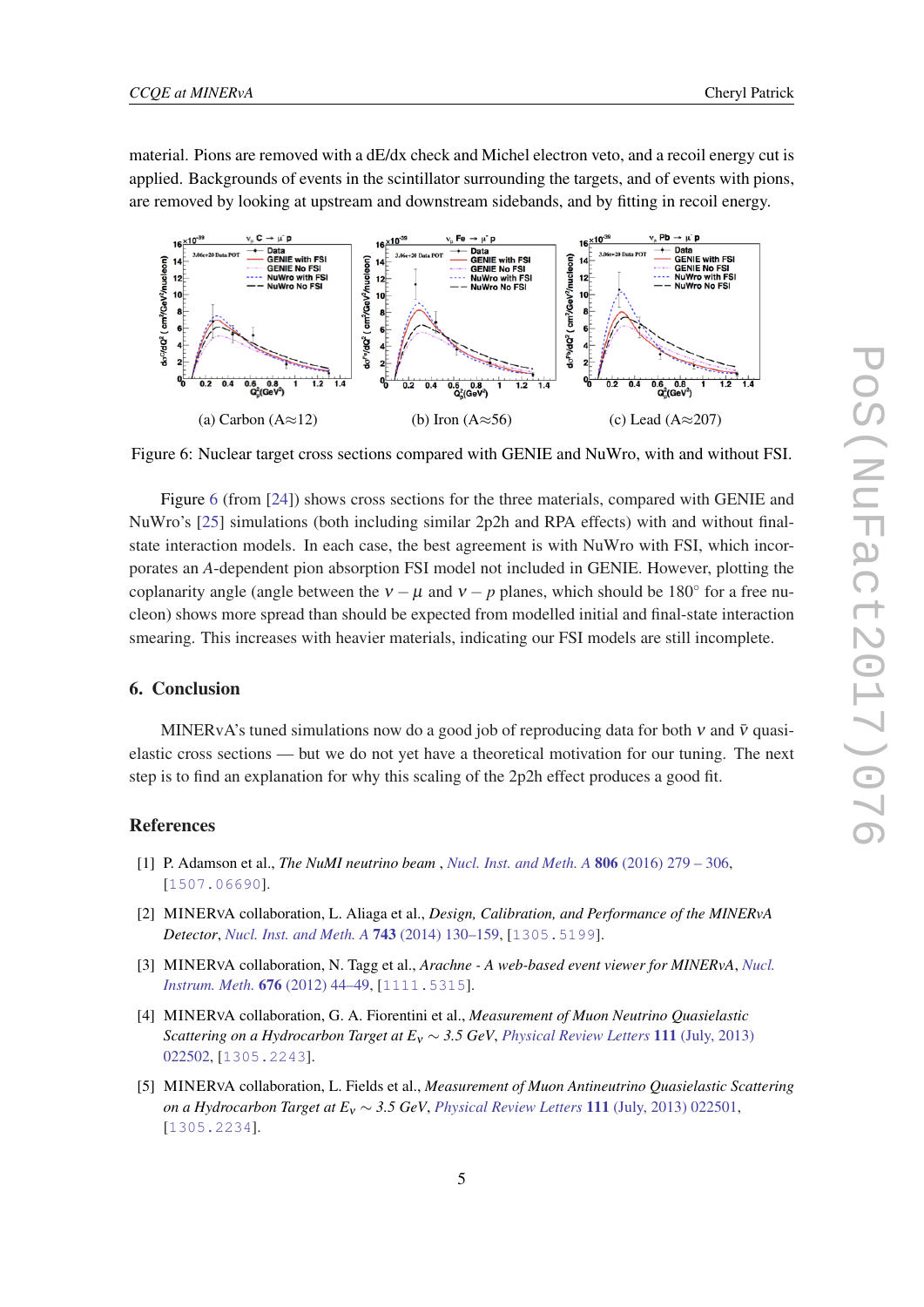material. Pions are removed with a dE/dx check and Michel electron veto, and a recoil energy cut is applied. Backgrounds of events in the scintillator surrounding the targets, and of events with pions, are removed by looking at upstream and downstream sidebands, and by fitting in recoil energy.

(a) Carbon (A≈12) (b) Iron (A≈56) (c) Lead (A≈207)

Figure 6: Nuclear target cross sections compared with GENIE and NuWro, with and without FSI.

Figure 6 (from [24]) shows cross sections for the three materials, compared with GENIE and NuWro's [25] simulations (both including similar 2p2h and RPA effects) with and without final-state interaction models. In each case, the best agreement is with NuWro with FSI, which incorporates an $A$-dependent pion absorption FSI model not included in GENIE. However, plotting the coplanarity angle (angle between the $\nu-\mu$ and $\nu-p$ planes, which should be $180^\circ$ for a free nucleon) shows more spread than should be expected from modelled initial and final-state interaction smearing. This increases with heavier materials, indicating our FSI models are still incomplete.

## 6. Conclusion

MINERvA's tuned simulations now do a good job of reproducing data for both $\nu$ and $\bar{\nu}$ quasi-elastic cross sections — but we do not yet have a theoretical motivation for our tuning. The next step is to find an explanation for why this scaling of the 2p2h effect produces a good fit.

## References

[1] P. Adamson et al., *The NuMI neutrino beam* , *Nucl. Inst. and Meth. A* **806** (2016) 279 – 306, [1507.06690].

[2] MINERvA collaboration, L. Aliaga et al., *Design, Calibration, and Performance of the MINERvA Detector*, *Nucl. Inst. and Meth. A* **743** (2014) 130–159, [1305.5199].

[3] MINERvA collaboration, N. Tagg et al., *Arachne - A web-based event viewer for MINERvA*, *Nucl. Instrum. Meth.* **676** (2012) 44–49, [1111.5315].

[4] MINERvA collaboration, G. A. Fiorentini et al., *Measurement of Muon Neutrino Quasielastic Scattering on a Hydrocarbon Target at $E_\nu \sim 3.5$ GeV*, *Physical Review Letters* **111** (July, 2013) 022502, [1305.2243].

[5] MINERvA collaboration, L. Fields et al., *Measurement of Muon Antineutrino Quasielastic Scattering on a Hydrocarbon Target at $E_\nu \sim 3.5$ GeV*, *Physical Review Letters* **111** (July, 2013) 022501, [1305.2234].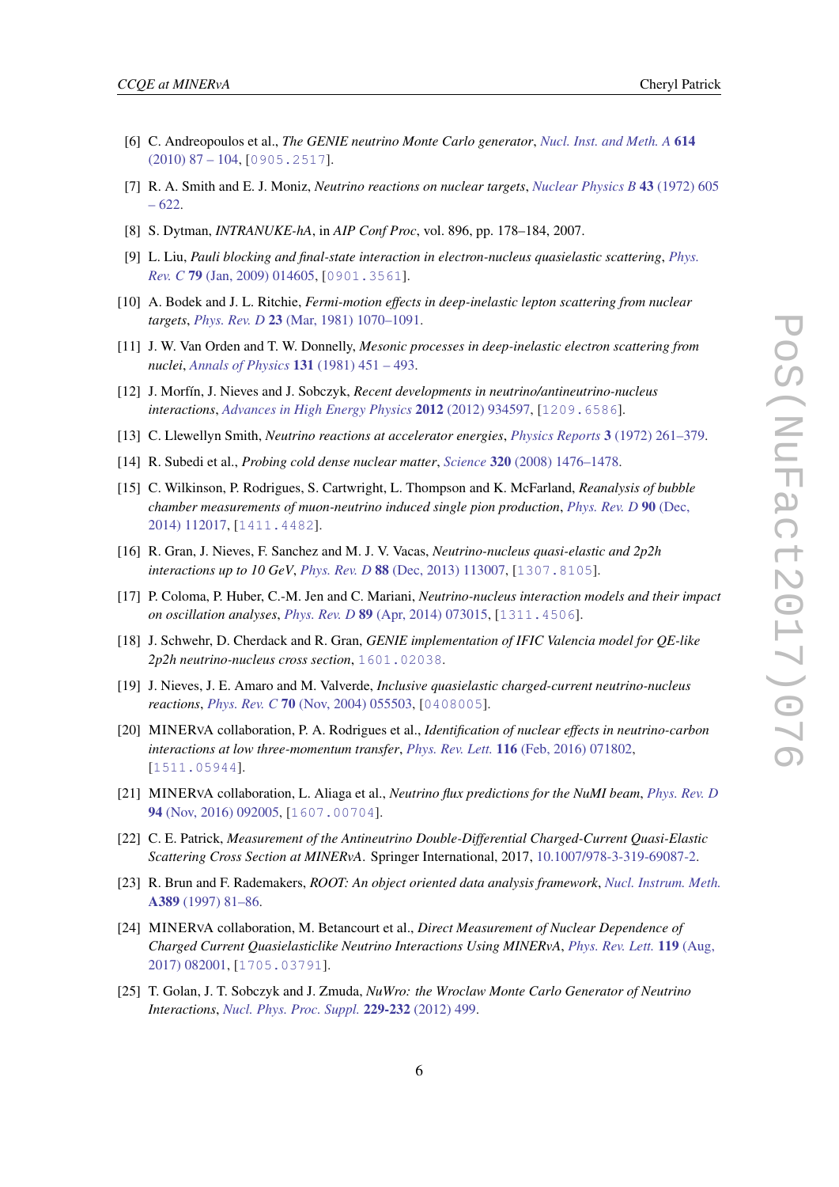- [6] C. Andreopoulos et al., *The GENIE neutrino Monte Carlo generator*, *Nucl. Inst. and Meth. A* **614** (2010) 87 – 104, [0905.2517].
- [7] R. A. Smith and E. J. Moniz, *Neutrino reactions on nuclear targets*, *Nuclear Physics B* **43** (1972) 605 – 622.
- [8] S. Dytman, *INTRANUKE-hA*, in *AIP Conf Proc*, vol. 896, pp. 178–184, 2007.
- [9] L. Liu, *Pauli blocking and final-state interaction in electron-nucleus quasielastic scattering*, *Phys. Rev. C* **79** (Jan, 2009) 014605, [0901.3561].
- [10] A. Bodek and J. L. Ritchie, *Fermi-motion effects in deep-inelastic lepton scattering from nuclear targets*, *Phys. Rev. D* **23** (Mar, 1981) 1070–1091.
- [11] J. W. Van Orden and T. W. Donnelly, *Mesonic processes in deep-inelastic electron scattering from nuclei*, *Annals of Physics* **131** (1981) 451 – 493.
- [12] J. Morfín, J. Nieves and J. Sobczyk, *Recent developments in neutrino/antineutrino-nucleus interactions*, *Advances in High Energy Physics* **2012** (2012) 934597, [1209.6586].
- [13] C. Llewellyn Smith, *Neutrino reactions at accelerator energies*, *Physics Reports* **3** (1972) 261–379.
- [14] R. Subedi et al., *Probing cold dense nuclear matter*, *Science* **320** (2008) 1476–1478.
- [15] C. Wilkinson, P. Rodrigues, S. Cartwright, L. Thompson and K. McFarland, *Reanalysis of bubble chamber measurements of muon-neutrino induced single pion production*, *Phys. Rev. D* **90** (Dec, 2014) 112017, [1411.4482].
- [16] R. Gran, J. Nieves, F. Sanchez and M. J. V. Vacas, *Neutrino-nucleus quasi-elastic and 2p2h interactions up to 10 GeV*, *Phys. Rev. D* **88** (Dec, 2013) 113007, [1307.8105].
- [17] P. Coloma, P. Huber, C.-M. Jen and C. Mariani, *Neutrino-nucleus interaction models and their impact on oscillation analyses*, *Phys. Rev. D* **89** (Apr, 2014) 073015, [1311.4506].
- [18] J. Schwehr, D. Cherdack and R. Gran, *GENIE implementation of IFIC Valencia model for QE-like 2p2h neutrino-nucleus cross section*, 1601.02038.
- [19] J. Nieves, J. E. Amaro and M. Valverde, *Inclusive quasielastic charged-current neutrino-nucleus reactions*, *Phys. Rev. C* **70** (Nov, 2004) 055503, [0408005].
- [20] MINERvA collaboration, P. A. Rodrigues et al., *Identification of nuclear effects in neutrino-carbon interactions at low three-momentum transfer*, *Phys. Rev. Lett.* **116** (Feb, 2016) 071802, [1511.05944].
- [21] MINERvA collaboration, L. Aliaga et al., *Neutrino flux predictions for the NuMI beam*, *Phys. Rev. D* **94** (Nov, 2016) 092005, [1607.00704].
- [22] C. E. Patrick, *Measurement of the Antineutrino Double-Differential Charged-Current Quasi-Elastic Scattering Cross Section at MINERvA*. Springer International, 2017, 10.1007/978-3-319-69087-2.
- [23] R. Brun and F. Rademakers, *ROOT: An object oriented data analysis framework*, *Nucl. Instrum. Meth.* **A389** (1997) 81–86.
- [24] MINERvA collaboration, M. Betancourt et al., *Direct Measurement of Nuclear Dependence of Charged Current Quasielasticlike Neutrino Interactions Using MINERvA*, *Phys. Rev. Lett.* **119** (Aug, 2017) 082001, [1705.03791].
- [25] T. Golan, J. T. Sobczyk and J. Zmuda, *NuWro: the Wroclaw Monte Carlo Generator of Neutrino Interactions*, *Nucl. Phys. Proc. Suppl.* **229-232** (2012) 499.